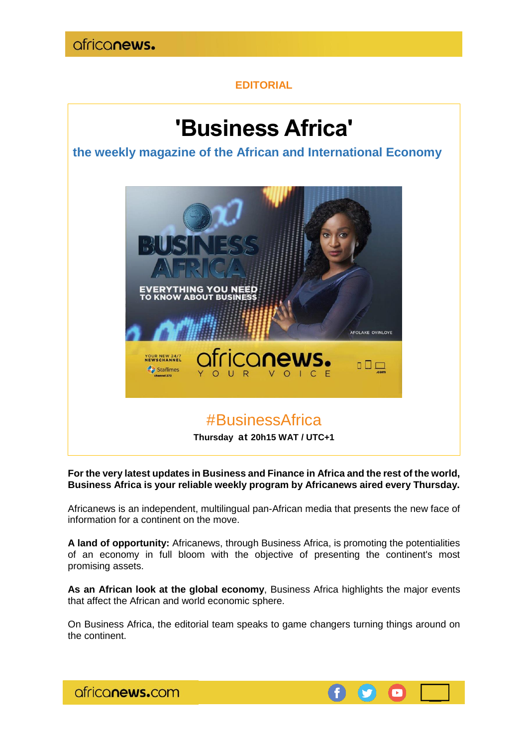EDITORIAL

# 'Business Africa'

## the weekly magazine of the African and International Economy

#BusinessAfrica

**Thursday at 20h15 WAT / UTC+1**

**For the very latest updates in Business and Finance in Africa and the rest of the world, Business Africa is your reliable weekly program by Africanews aired every Thursday.**

Africanews is an independent, multilingual pan-African media that presents the new face of information for a continent on the move.

**A land of opportunity:** Africanews, through Business Africa, is promoting the potentialities of an economy in full bloom with the objective of presenting the continent's most promising assets.

**As an African look at the global economy**, Business Africa highlights the major events that affect the African and world economic sphere.

On Business Africa, the editorial team speaks to game changers turning things around on the continent.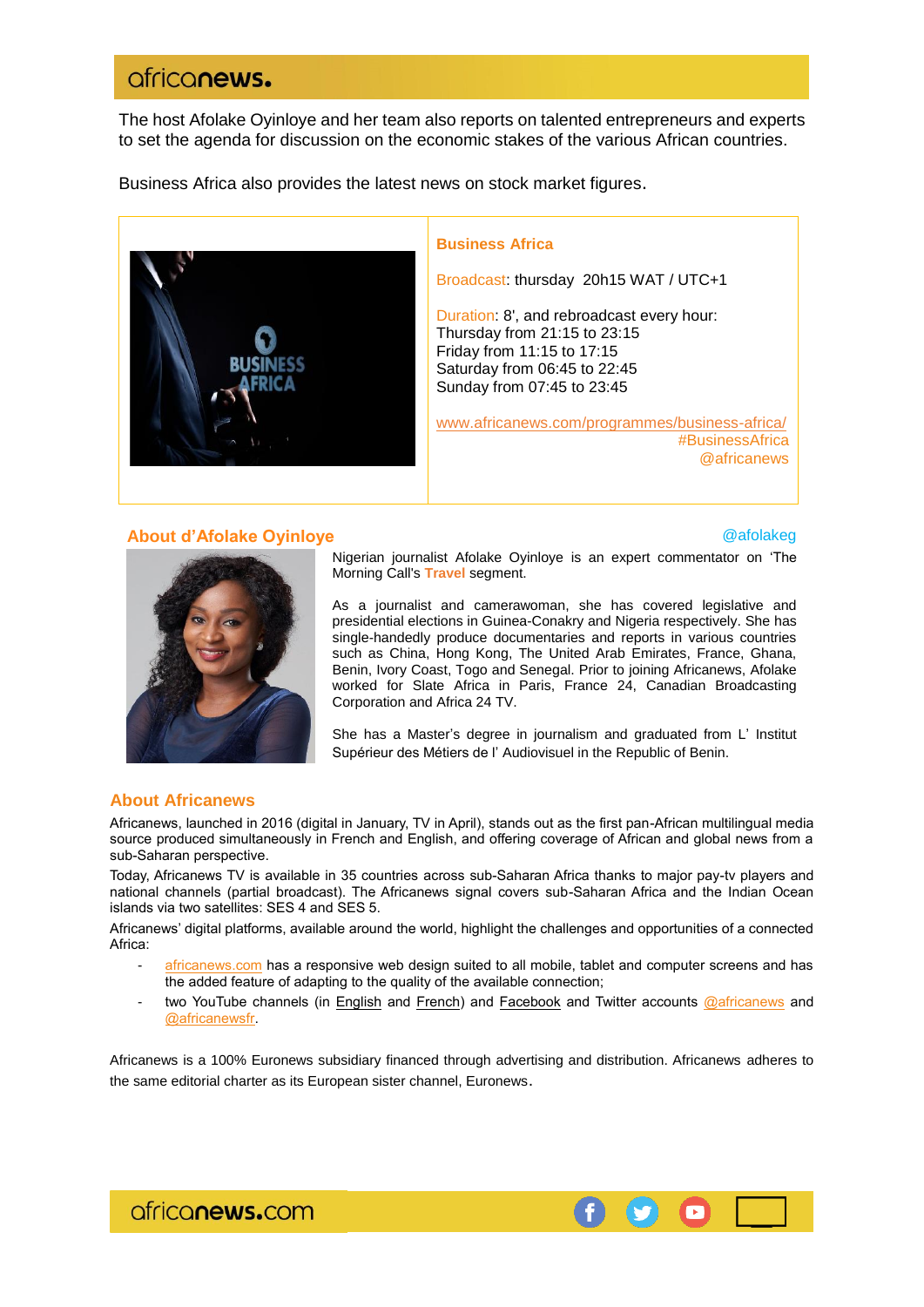The host Afolake Oyinloye and her team also reports on talented entrepreneurs and experts to set the agenda for discussion on the economic stakes of the various African countries.

Business Africa also provides the latest news on stock market figures.

**Business Africa**

Broadcast: thursday 20h15 WAT / UTC+1

Duration: 8', and rebroadcast every hour:
Thursday from 21:15 to 23:15
Friday from 11:15 to 17:15
Saturday from 06:45 to 22:45
Sunday from 07:45 to 23:45

www.africanews.com/programmes/business-africa/
#BusinessAfrica
@africanews

## About d'Afolake Oyinloye

@afolakeg

Nigerian journalist Afolake Oyinloye is an expert commentator on 'The Morning Call's **Travel** segment.

As a journalist and camerawoman, she has covered legislative and presidential elections in Guinea-Conakry and Nigeria respectively. She has single-handedly produce documentaries and reports in various countries such as China, Hong Kong, The United Arab Emirates, France, Ghana, Benin, Ivory Coast, Togo and Senegal. Prior to joining Africanews, Afolake worked for Slate Africa in Paris, France 24, Canadian Broadcasting Corporation and Africa 24 TV.

She has a Master's degree in journalism and graduated from L' Institut Supérieur des Métiers de l' Audiovisuel in the Republic of Benin.

## About Africanews

Africanews, launched in 2016 (digital in January, TV in April), stands out as the first pan-African multilingual media source produced simultaneously in French and English, and offering coverage of African and global news from a sub-Saharan perspective.

Today, Africanews TV is available in 35 countries across sub-Saharan Africa thanks to major pay-tv players and national channels (partial broadcast). The Africanews signal covers sub-Saharan Africa and the Indian Ocean islands via two satellites: SES 4 and SES 5.

Africanews' digital platforms, available around the world, highlight the challenges and opportunities of a connected Africa:

- africanews.com has a responsive web design suited to all mobile, tablet and computer screens and has the added feature of adapting to the quality of the available connection;
- two YouTube channels (in English and French) and Facebook and Twitter accounts @africanews and @africanewsfr.

Africanews is a 100% Euronews subsidiary financed through advertising and distribution. Africanews adheres to the same editorial charter as its European sister channel, Euronews.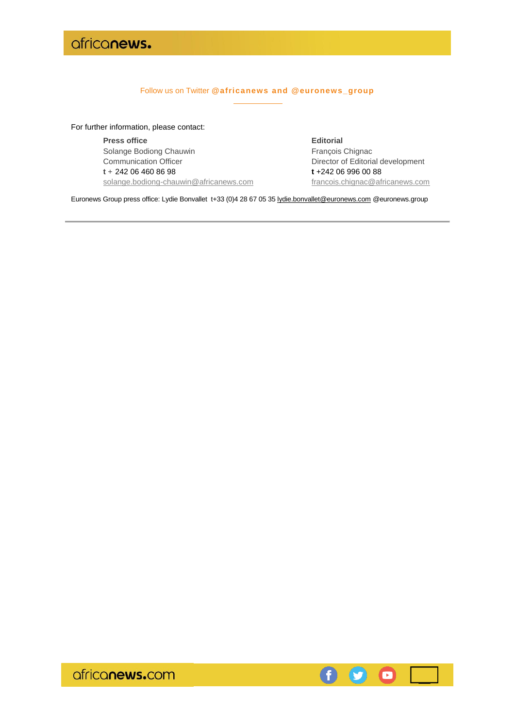Follow us on Twitter **@africanews and @euronews_group**

For further information, please contact:

**Press office**
Solange Bodiong Chauwin
Communication Officer
**t** + 242 06 460 86 98
solange.bodiong-chauwin@africanews.com

**Editorial**
François Chignac
Director of Editorial development
**t** +242 06 996 00 88
francois.chignac@africanews.com

Euronews Group press office: Lydie Bonvallet t+33 (0)4 28 67 05 35 lydie.bonvallet@euronews.com @euronews.group